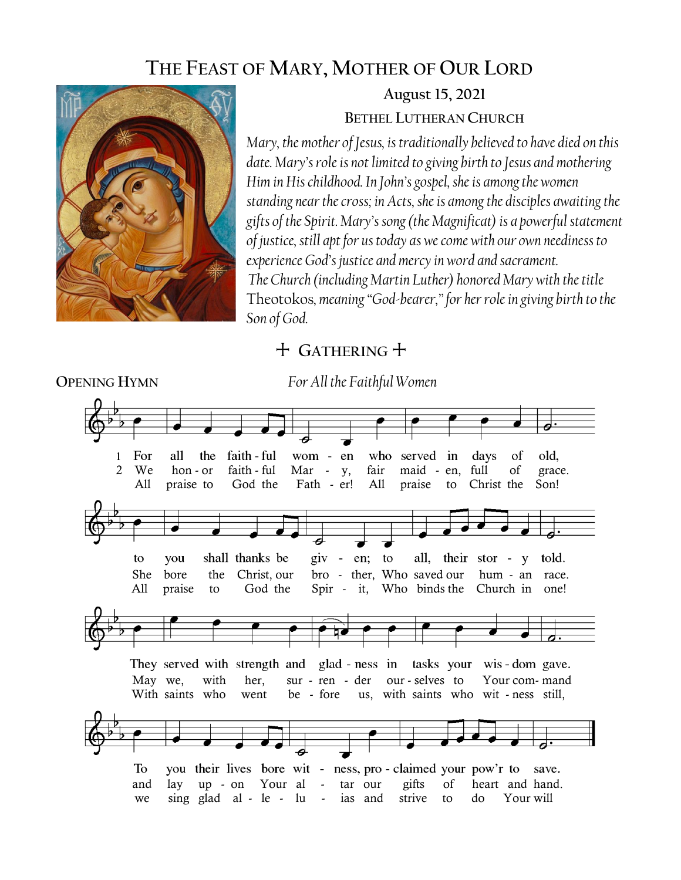# The Feast of Mary, Mother of Our Lord

**August 15, 2021**

**Bethel Lutheran Church**

*Mary, the mother of Jesus, is traditionally believed to have died on this date. Mary's role is not limited to giving birth to Jesus and mothering Him in His childhood. In John's gospel, she is among the women standing near the cross; in Acts, she is among the disciples awaiting the gifts of the Spirit. Mary's song (the Magnificat) is a powerful statement of justice, still apt for us today as we come with our own neediness to experience God's justice and mercy in word and sacrament.*

*The Church (including Martin Luther) honored Mary with the title* Theotokos*, meaning "God-bearer," for her role in giving birth to the Son of God.*

## + Gathering +

**Opening Hymn** *For All the Faithful Women*

1 For all the faithful women who served in days of old,
to you shall thanks be given; to all, their story told.
They served with strength and gladness in tasks your wisdom gave.
To you their lives bore witness, proclaimed your pow'r to save.

2 We honor faithful Mary, fair maiden, full of grace.
She bore the Christ, our brother, Who saved our human race.
May we, with her, surrender ourselves to Your command
and lay upon Your altar our gifts of heart and hand.

All praise to God the Father! All praise to Christ the Son!
All praise to God the Spirit, Who binds the Church in one!
With saints who went before us, with saints who witness still,
we sing glad alleluias and strive to do Your will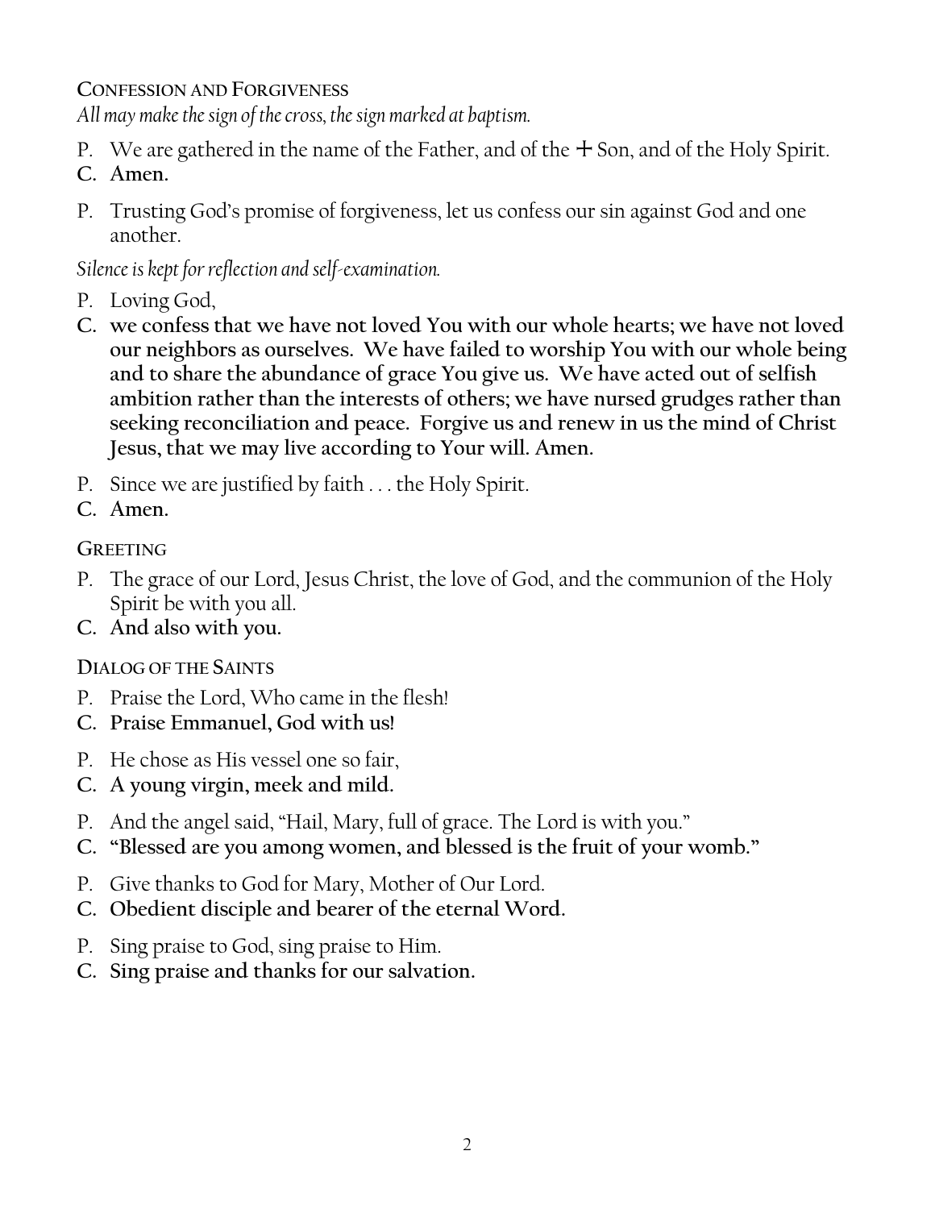## Confession and Forgiveness

*All may make the sign of the cross, the sign marked at baptism.*

P. We are gathered in the name of the Father, and of the + Son, and of the Holy Spirit.

**C. Amen.**

P. Trusting God's promise of forgiveness, let us confess our sin against God and one another.

*Silence is kept for reflection and self-examination.*

P. Loving God,

**C. we confess that we have not loved You with our whole hearts; we have not loved our neighbors as ourselves. We have failed to worship You with our whole being and to share the abundance of grace You give us. We have acted out of selfish ambition rather than the interests of others; we have nursed grudges rather than seeking reconciliation and peace. Forgive us and renew in us the mind of Christ Jesus, that we may live according to Your will. Amen.**

P. Since we are justified by faith . . . the Holy Spirit.

**C. Amen.**

## Greeting

P. The grace of our Lord, Jesus Christ, the love of God, and the communion of the Holy Spirit be with you all.

**C. And also with you.**

## Dialog of the Saints

P. Praise the Lord, Who came in the flesh!

**C. Praise Emmanuel, God with us!**

P. He chose as His vessel one so fair,

**C. A young virgin, meek and mild.**

P. And the angel said, "Hail, Mary, full of grace. The Lord is with you."

**C. "Blessed are you among women, and blessed is the fruit of your womb."**

P. Give thanks to God for Mary, Mother of Our Lord.

**C. Obedient disciple and bearer of the eternal Word.**

P. Sing praise to God, sing praise to Him.

**C. Sing praise and thanks for our salvation.**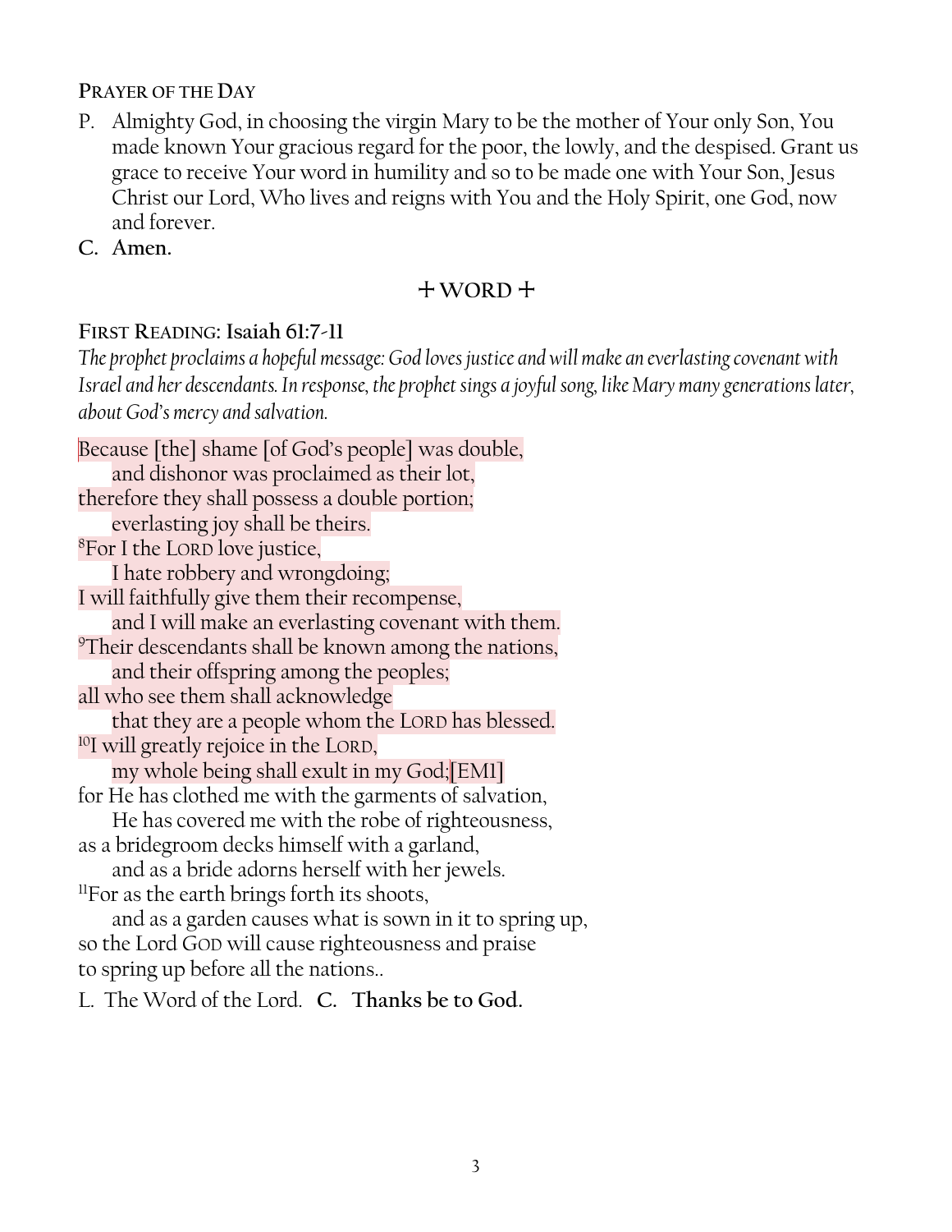### Prayer of the Day

P. Almighty God, in choosing the virgin Mary to be the mother of Your only Son, You made known Your gracious regard for the poor, the lowly, and the despised. Grant us grace to receive Your word in humility and so to be made one with Your Son, Jesus Christ our Lord, Who lives and reigns with You and the Holy Spirit, one God, now and forever.

**C. Amen.**

## + WORD +

### First Reading: **Isaiah 61:7-11**

*The prophet proclaims a hopeful message: God loves justice and will make an everlasting covenant with Israel and her descendants. In response, the prophet sings a joyful song, like Mary many generations later, about God's mercy and salvation.*

Because [the] shame [of God's people] was double,
  and dishonor was proclaimed as their lot,
therefore they shall possess a double portion;
  everlasting joy shall be theirs.
[8]For I the LORD love justice,
  I hate robbery and wrongdoing;
I will faithfully give them their recompense,
  and I will make an everlasting covenant with them.
[9]Their descendants shall be known among the nations,
  and their offspring among the peoples;
all who see them shall acknowledge
  that they are a people whom the LORD has blessed.
[10]I will greatly rejoice in the LORD,
  my whole being shall exult in my God;[EM1]
for He has clothed me with the garments of salvation,
  He has covered me with the robe of righteousness,
as a bridegroom decks himself with a garland,
  and as a bride adorns herself with her jewels.
[11]For as the earth brings forth its shoots,
  and as a garden causes what is sown in it to spring up,
so the Lord GOD will cause righteousness and praise
to spring up before all the nations..

L. The Word of the Lord. **C. Thanks be to God.**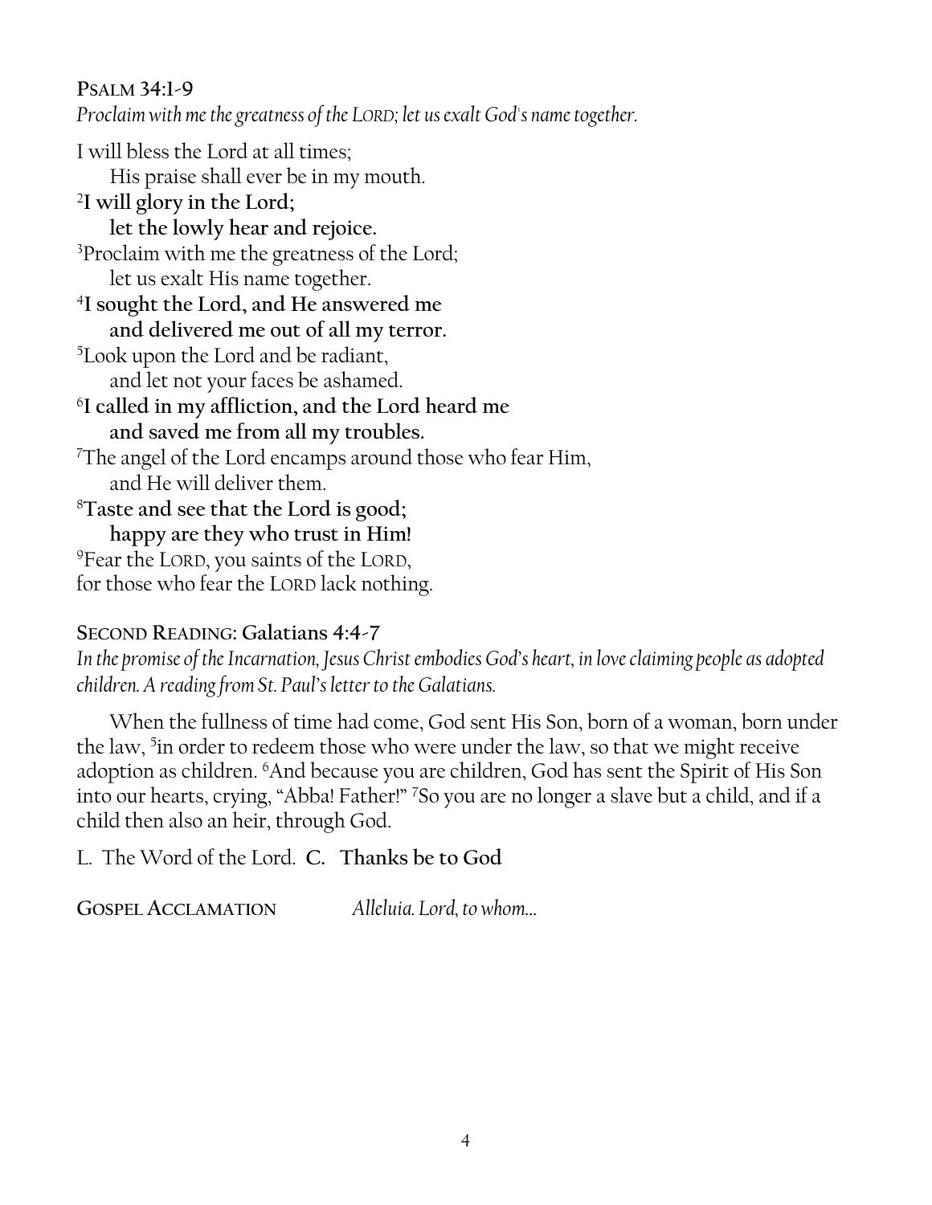## Psalm 34:1-9

*Proclaim with me the greatness of the LORD; let us exalt God's name together.*

I will bless the Lord at all times;
  His praise shall ever be in my mouth.
[2]**I will glory in the Lord;**
  **let the lowly hear and rejoice.**
[3]Proclaim with me the greatness of the Lord;
  let us exalt His name together.
[4]**I sought the Lord, and He answered me**
  **and delivered me out of all my terror.**
[5]Look upon the Lord and be radiant,
  and let not your faces be ashamed.
[6]**I called in my affliction, and the Lord heard me**
  **and saved me from all my troubles.**
[7]The angel of the Lord encamps around those who fear Him,
  and He will deliver them.
[8]**Taste and see that the Lord is good;**
  **happy are they who trust in Him!**
[9]Fear the LORD, you saints of the LORD,
for those who fear the LORD lack nothing.

## Second Reading: Galatians 4:4-7

*In the promise of the Incarnation, Jesus Christ embodies God's heart, in love claiming people as adopted children. A reading from St. Paul's letter to the Galatians.*

When the fullness of time had come, God sent His Son, born of a woman, born under the law, [5]in order to redeem those who were under the law, so that we might receive adoption as children. [6]And because you are children, God has sent the Spirit of His Son into our hearts, crying, "Abba! Father!" [7]So you are no longer a slave but a child, and if a child then also an heir, through God.

L. The Word of the Lord. **C. Thanks be to God**

**Gospel Acclamation** *Alleluia. Lord, to whom...*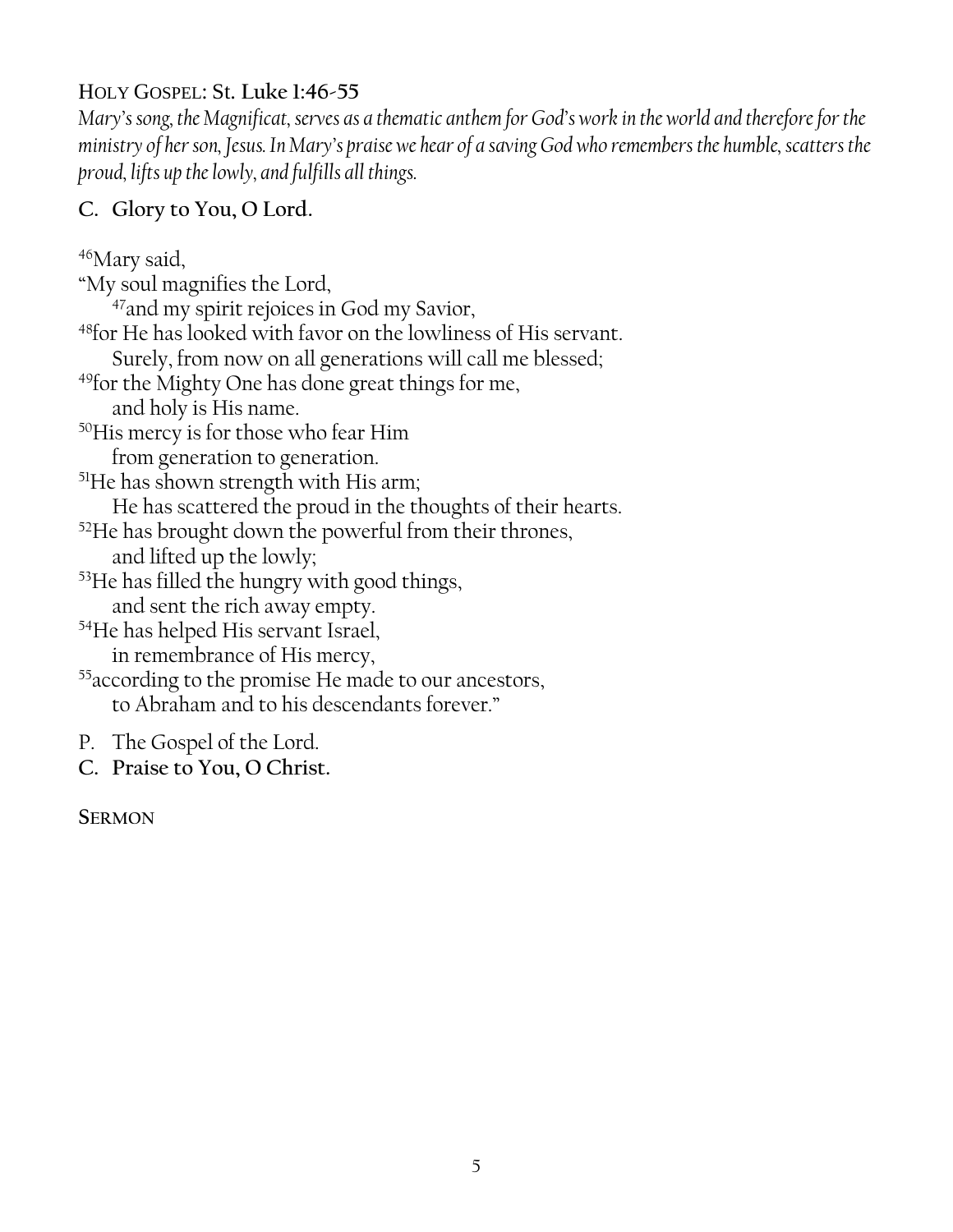### Holy Gospel: St. Luke 1:46-55

*Mary's song, the Magnificat, serves as a thematic anthem for God's work in the world and therefore for the ministry of her son, Jesus. In Mary's praise we hear of a saving God who remembers the humble, scatters the proud, lifts up the lowly, and fulfills all things.*

**C. Glory to You, O Lord.**

[46]Mary said,
"My soul magnifies the Lord,
  [47]and my spirit rejoices in God my Savior,
[48]for He has looked with favor on the lowliness of His servant.
  Surely, from now on all generations will call me blessed;
[49]for the Mighty One has done great things for me,
  and holy is His name.
[50]His mercy is for those who fear Him
  from generation to generation.
[51]He has shown strength with His arm;
  He has scattered the proud in the thoughts of their hearts.
[52]He has brought down the powerful from their thrones,
  and lifted up the lowly;
[53]He has filled the hungry with good things,
  and sent the rich away empty.
[54]He has helped His servant Israel,
  in remembrance of His mercy,
[55]according to the promise He made to our ancestors,
  to Abraham and to his descendants forever."

P. The Gospel of the Lord.
**C. Praise to You, O Christ.**

### Sermon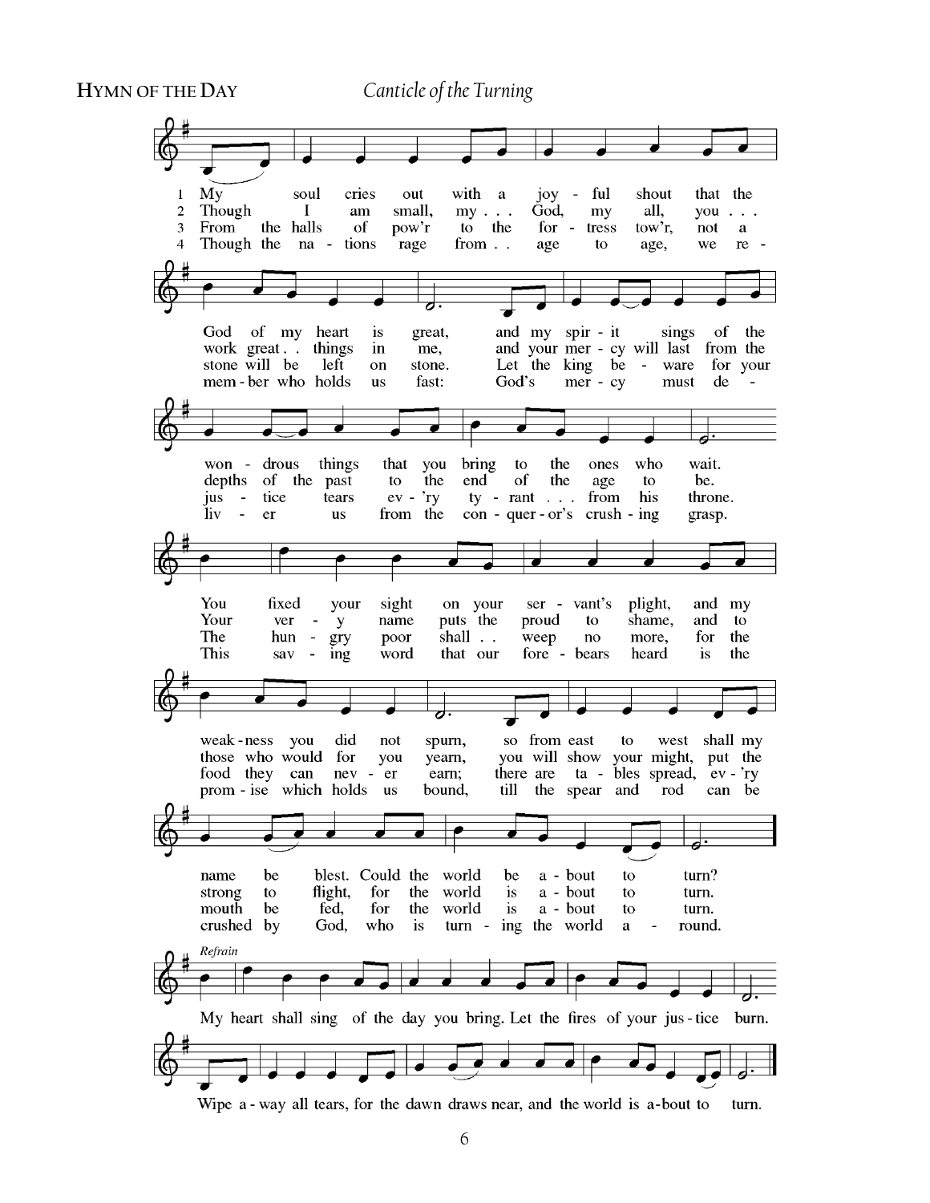## Hymn of the Day

*Canticle of the Turning*

1. My soul cries out with a joyful shout that the God of my heart is great, and my spirit sings of the wondrous things that you bring to the ones who wait. You fixed your sight on your servant's plight, and my weakness you did not spurn, so from east to west shall my name be blest. Could the world be about to turn?

2. Though I am small, my God, my all, you work great things in me, and your mercy will last from the depths of the past to the end of the age to be. Your very name puts the proud to shame, and to those who would for you yearn, you will show your might, put the strong to flight, for the world is about to turn.

3. From the halls of pow'r to the fortress tow'r, not a stone will be left on stone. Let the king beware for your justice tears ev'ry tyrant from his throne. The hungry poor shall weep no more, for the food they can never earn; there are tables spread, ev'ry mouth be fed, for the world is about to turn.

4. Though the nations rage from age to age, we remember who holds us fast: God's mercy must deliver us from the conqueror's crushing grasp. This saving word that our forebears heard is the promise which holds us bound, till the spear and rod can be crushed by God, who is turning the world around.

*Refrain*

My heart shall sing of the day you bring. Let the fires of your justice burn. Wipe away all tears, for the dawn draws near, and the world is about to turn.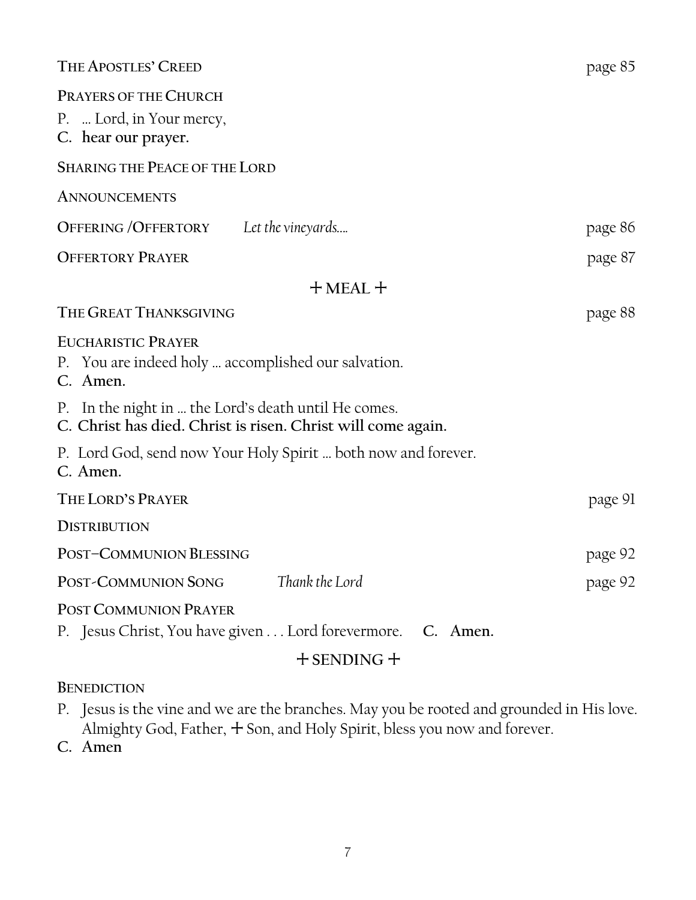THE APOSTLES' CREED page 85

PRAYERS OF THE CHURCH

P. … Lord, in Your mercy,
**C. hear our prayer.**

SHARING THE PEACE OF THE LORD

ANNOUNCEMENTS

OFFERING /OFFERTORY *Let the vineyards….* page 86

OFFERTORY PRAYER page 87

## + MEAL +

THE GREAT THANKSGIVING page 88

EUCHARISTIC PRAYER

P. You are indeed holy … accomplished our salvation.
**C. Amen.**

P. In the night in … the Lord's death until He comes.
**C. Christ has died. Christ is risen. Christ will come again.**

P. Lord God, send now Your Holy Spirit … both now and forever.
**C. Amen.**

THE LORD'S PRAYER page 91

DISTRIBUTION

POST–COMMUNION BLESSING page 92

POST-COMMUNION SONG *Thank the Lord* page 92

POST COMMUNION PRAYER

P. Jesus Christ, You have given . . . Lord forevermore. **C. Amen.**

## + SENDING +

BENEDICTION

P. Jesus is the vine and we are the branches. May you be rooted and grounded in His love. Almighty God, Father, + Son, and Holy Spirit, bless you now and forever.
**C. Amen**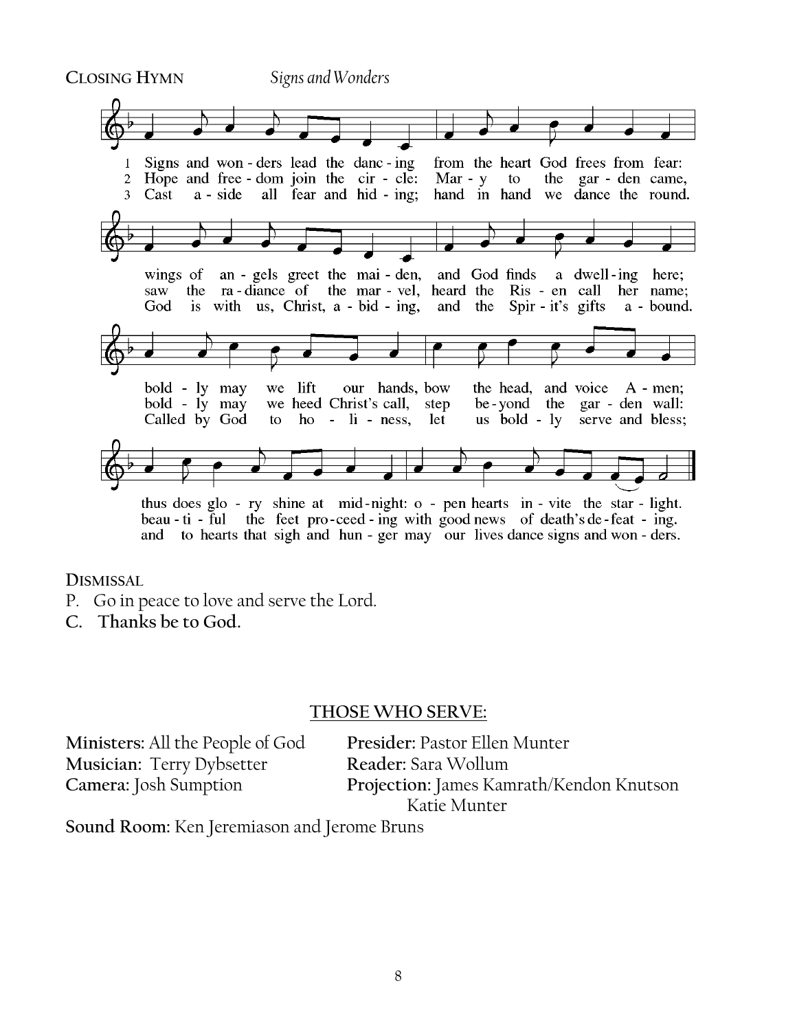**CLOSING HYMN** *Signs and Wonders*

1 Signs and won - ders lead the danc - ing from the heart God frees from fear:
2 Hope and free - dom join the cir - cle: Mar - y to the gar - den came,
3 Cast a - side all fear and hid - ing; hand in hand we dance the round.

wings of an - gels greet the mai - den, and God finds a dwell - ing here;
saw the ra - diance of the mar - vel, heard the Ris - en call her name;
God is with us, Christ, a - bid - ing, and the Spir - it's gifts a - bound.

bold - ly may we lift our hands, bow the head, and voice A - men;
bold - ly may we heed Christ's call, step be - yond the gar - den wall:
Called by God to ho - li - ness, let us bold - ly serve and bless;

thus does glo - ry shine at mid - night: o - pen hearts in - vite the star - light.
beau - ti - ful the feet pro - ceed - ing with good news of death's de - feat - ing.
and to hearts that sigh and hun - ger may our lives dance signs and won - ders.

**DISMISSAL**

P. Go in peace to love and serve the Lord.

**C. Thanks be to God.**

## THOSE WHO SERVE:

**Ministers:** All the People of God
**Presider:** Pastor Ellen Munter
**Musician:** Terry Dybsetter
**Reader:** Sara Wollum
**Camera:** Josh Sumption
**Projection:** James Kamrath/Kendon Knutson
Katie Munter
**Sound Room:** Ken Jeremiason and Jerome Bruns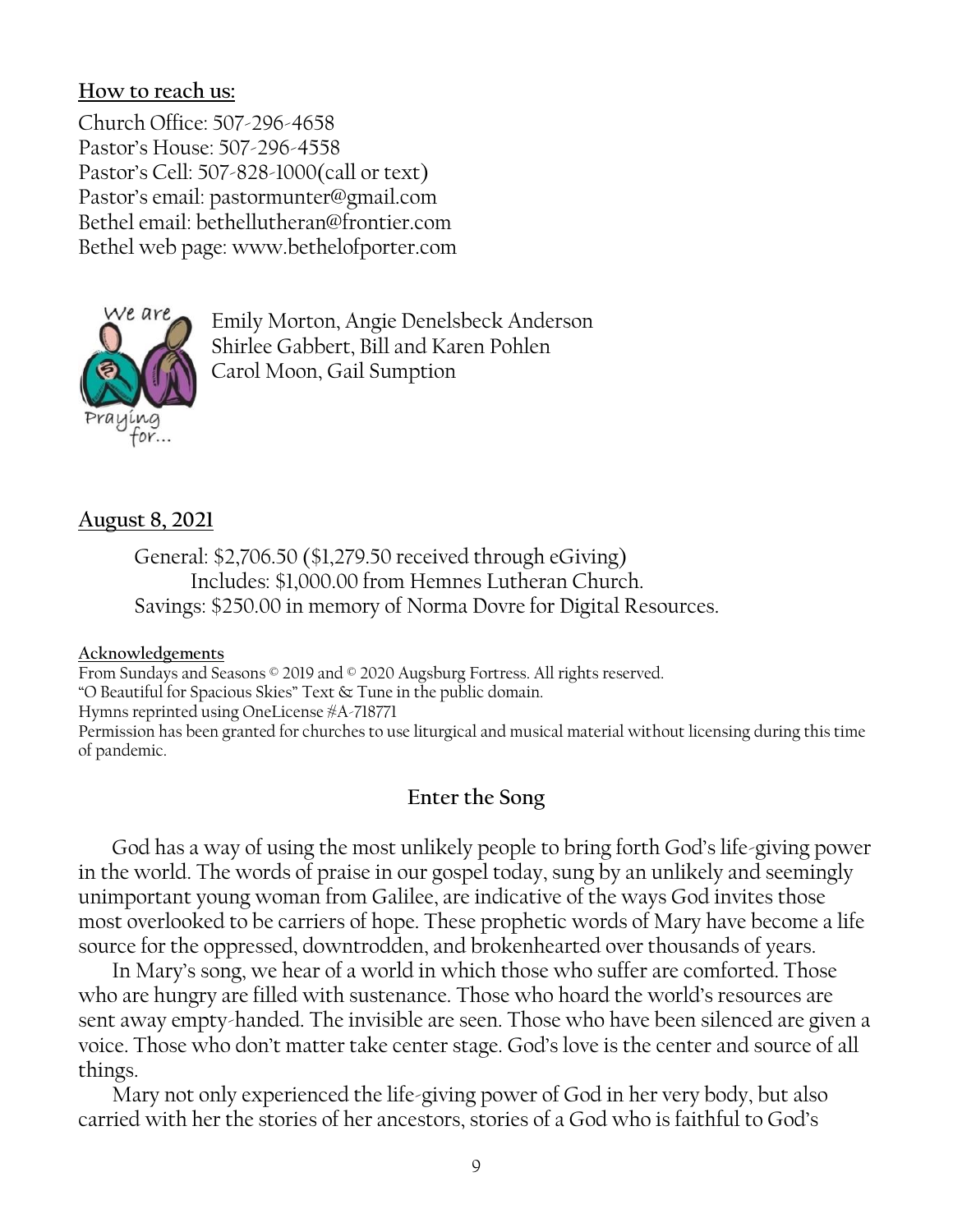**How to reach us:**

Church Office: 507-296-4658
Pastor's House: 507-296-4558
Pastor's Cell: 507-828-1000(call or text)
Pastor's email: pastormunter@gmail.com
Bethel email: bethellutheran@frontier.com
Bethel web page: www.bethelofporter.com

We are Praying for...

Emily Morton, Angie Denelsbeck Anderson
Shirlee Gabbert, Bill and Karen Pohlen
Carol Moon, Gail Sumption

**August 8, 2021**

General: $2,706.50 ($1,279.50 received through eGiving)
Includes: $1,000.00 from Hemnes Lutheran Church.
Savings: $250.00 in memory of Norma Dovre for Digital Resources.

**Acknowledgements**

From Sundays and Seasons © 2019 and © 2020 Augsburg Fortress. All rights reserved.
"O Beautiful for Spacious Skies" Text & Tune in the public domain.
Hymns reprinted using OneLicense #A-718771
Permission has been granted for churches to use liturgical and musical material without licensing during this time of pandemic.

## Enter the Song

God has a way of using the most unlikely people to bring forth God's life-giving power in the world. The words of praise in our gospel today, sung by an unlikely and seemingly unimportant young woman from Galilee, are indicative of the ways God invites those most overlooked to be carriers of hope. These prophetic words of Mary have become a life source for the oppressed, downtrodden, and brokenhearted over thousands of years.

In Mary's song, we hear of a world in which those who suffer are comforted. Those who are hungry are filled with sustenance. Those who hoard the world's resources are sent away empty-handed. The invisible are seen. Those who have been silenced are given a voice. Those who don't matter take center stage. God's love is the center and source of all things.

Mary not only experienced the life-giving power of God in her very body, but also carried with her the stories of her ancestors, stories of a God who is faithful to God's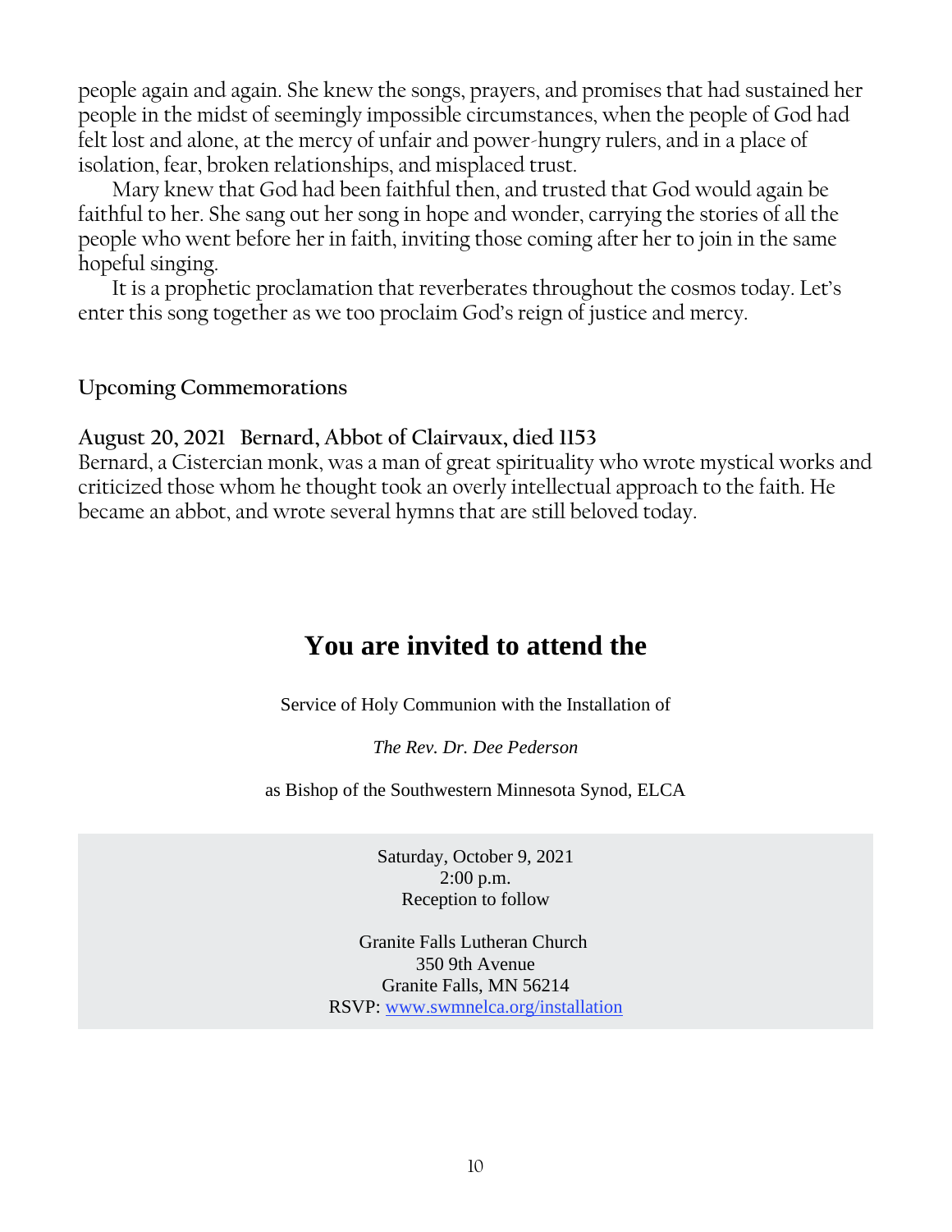people again and again. She knew the songs, prayers, and promises that had sustained her people in the midst of seemingly impossible circumstances, when the people of God had felt lost and alone, at the mercy of unfair and power-hungry rulers, and in a place of isolation, fear, broken relationships, and misplaced trust.

Mary knew that God had been faithful then, and trusted that God would again be faithful to her. She sang out her song in hope and wonder, carrying the stories of all the people who went before her in faith, inviting those coming after her to join in the same hopeful singing.

It is a prophetic proclamation that reverberates throughout the cosmos today. Let's enter this song together as we too proclaim God's reign of justice and mercy.

## Upcoming Commemorations

**August 20, 2021   Bernard, Abbot of Clairvaux, died 1153**

Bernard, a Cistercian monk, was a man of great spirituality who wrote mystical works and criticized those whom he thought took an overly intellectual approach to the faith. He became an abbot, and wrote several hymns that are still beloved today.

## You are invited to attend the

Service of Holy Communion with the Installation of

*The Rev. Dr. Dee Pederson*

as Bishop of the Southwestern Minnesota Synod, ELCA

Saturday, October 9, 2021
2:00 p.m.
Reception to follow

Granite Falls Lutheran Church
350 9th Avenue
Granite Falls, MN 56214
RSVP: www.swmnelca.org/installation